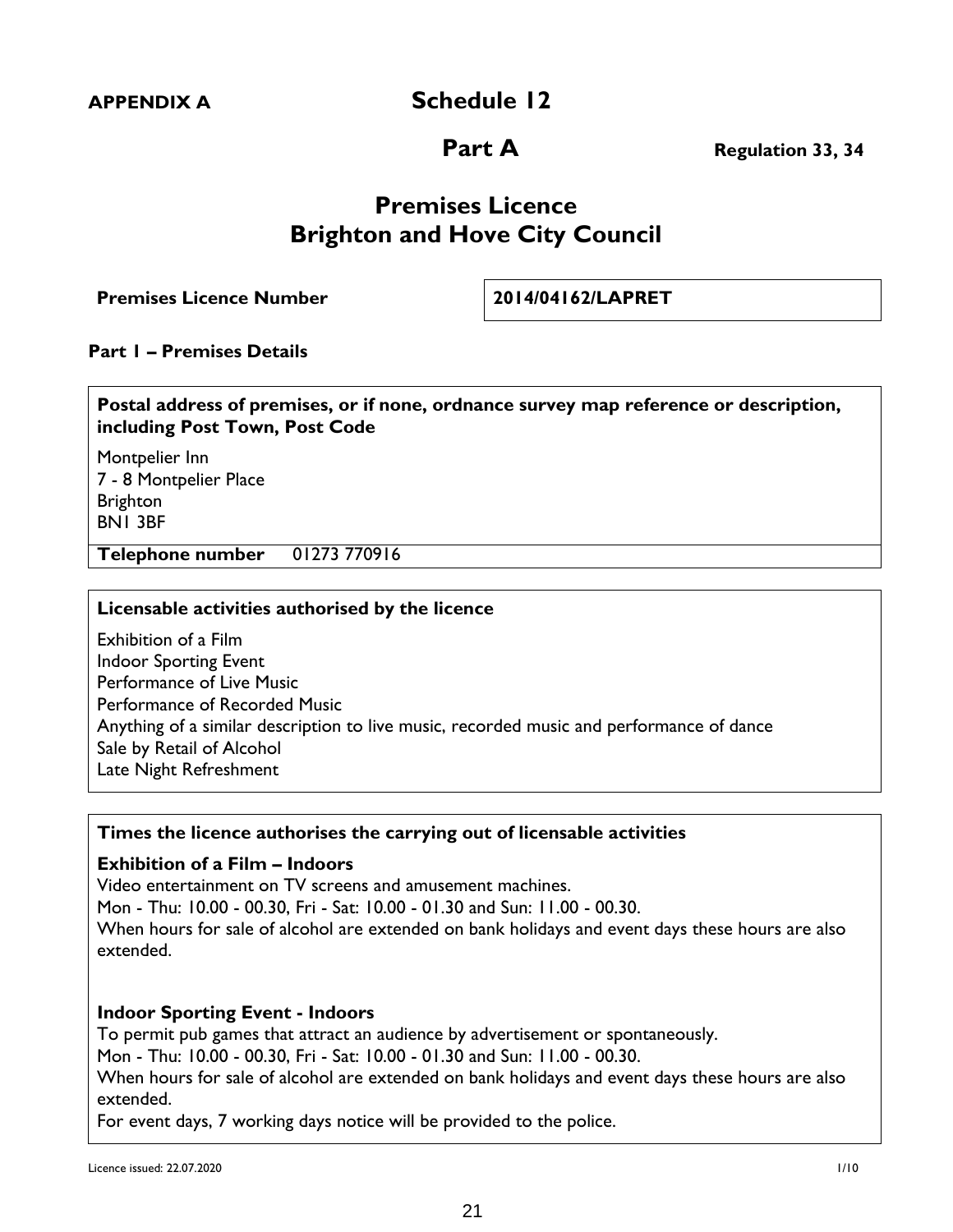**APPENDIX A**

# Schedule 12

## Part A

**Regulation 33, 34**

# Premises Licence
# Brighton and Hove City Council

| **Premises Licence Number** | **2014/04162/LAPRET** |
|---|---|

### Part 1 – Premises Details

**Postal address of premises, or if none, ordnance survey map reference or description, including Post Town, Post Code**

Montpelier Inn
7 - 8 Montpelier Place
Brighton
BN1 3BF

**Telephone number** 01273 770916

**Licensable activities authorised by the licence**

Exhibition of a Film
Indoor Sporting Event
Performance of Live Music
Performance of Recorded Music
Anything of a similar description to live music, recorded music and performance of dance
Sale by Retail of Alcohol
Late Night Refreshment

**Times the licence authorises the carrying out of licensable activities**

**Exhibition of a Film – Indoors**
Video entertainment on TV screens and amusement machines.
Mon - Thu: 10.00 - 00.30, Fri - Sat: 10.00 - 01.30 and Sun: 11.00 - 00.30.
When hours for sale of alcohol are extended on bank holidays and event days these hours are also extended.

**Indoor Sporting Event - Indoors**
To permit pub games that attract an audience by advertisement or spontaneously.
Mon - Thu: 10.00 - 00.30, Fri - Sat: 10.00 - 01.30 and Sun: 11.00 - 00.30.
When hours for sale of alcohol are extended on bank holidays and event days these hours are also extended.
For event days, 7 working days notice will be provided to the police.

Licence issued: 22.07.2020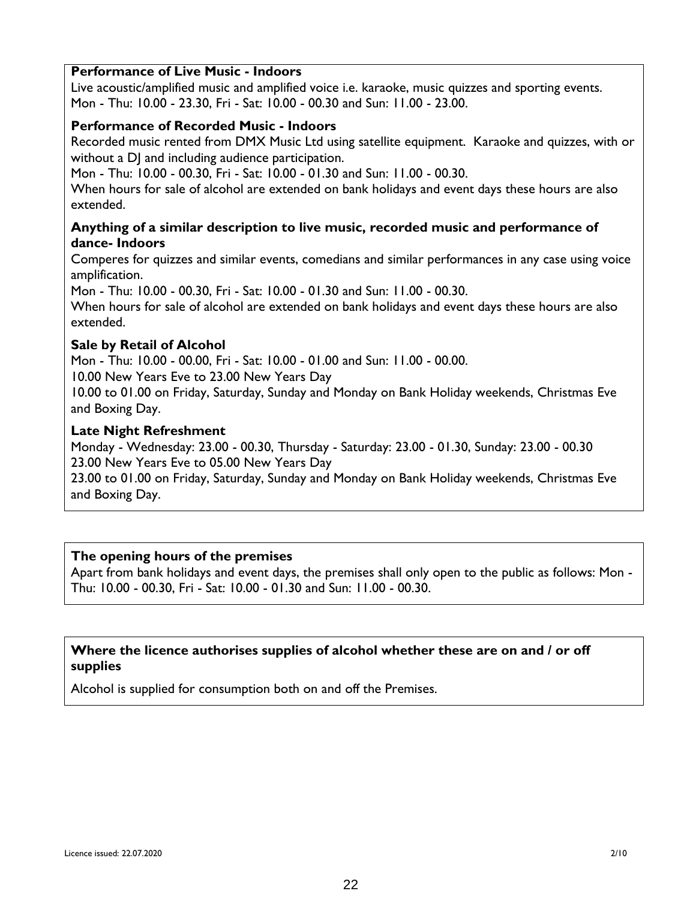**Performance of Live Music - Indoors**

Live acoustic/amplified music and amplified voice i.e. karaoke, music quizzes and sporting events.
Mon - Thu: 10.00 - 23.30, Fri - Sat: 10.00 - 00.30 and Sun: 11.00 - 23.00.

**Performance of Recorded Music - Indoors**

Recorded music rented from DMX Music Ltd using satellite equipment. Karaoke and quizzes, with or without a DJ and including audience participation.
Mon - Thu: 10.00 - 00.30, Fri - Sat: 10.00 - 01.30 and Sun: 11.00 - 00.30.
When hours for sale of alcohol are extended on bank holidays and event days these hours are also extended.

**Anything of a similar description to live music, recorded music and performance of dance- Indoors**

Comperes for quizzes and similar events, comedians and similar performances in any case using voice amplification.
Mon - Thu: 10.00 - 00.30, Fri - Sat: 10.00 - 01.30 and Sun: 11.00 - 00.30.
When hours for sale of alcohol are extended on bank holidays and event days these hours are also extended.

**Sale by Retail of Alcohol**

Mon - Thu: 10.00 - 00.00, Fri - Sat: 10.00 - 01.00 and Sun: 11.00 - 00.00.
10.00 New Years Eve to 23.00 New Years Day
10.00 to 01.00 on Friday, Saturday, Sunday and Monday on Bank Holiday weekends, Christmas Eve and Boxing Day.

**Late Night Refreshment**

Monday - Wednesday: 23.00 - 00.30, Thursday - Saturday: 23.00 - 01.30, Sunday: 23.00 - 00.30
23.00 New Years Eve to 05.00 New Years Day
23.00 to 01.00 on Friday, Saturday, Sunday and Monday on Bank Holiday weekends, Christmas Eve and Boxing Day.

**The opening hours of the premises**

Apart from bank holidays and event days, the premises shall only open to the public as follows: Mon - Thu: 10.00 - 00.30, Fri - Sat: 10.00 - 01.30 and Sun: 11.00 - 00.30.

**Where the licence authorises supplies of alcohol whether these are on and / or off supplies**

Alcohol is supplied for consumption both on and off the Premises.

Licence issued: 22.07.2020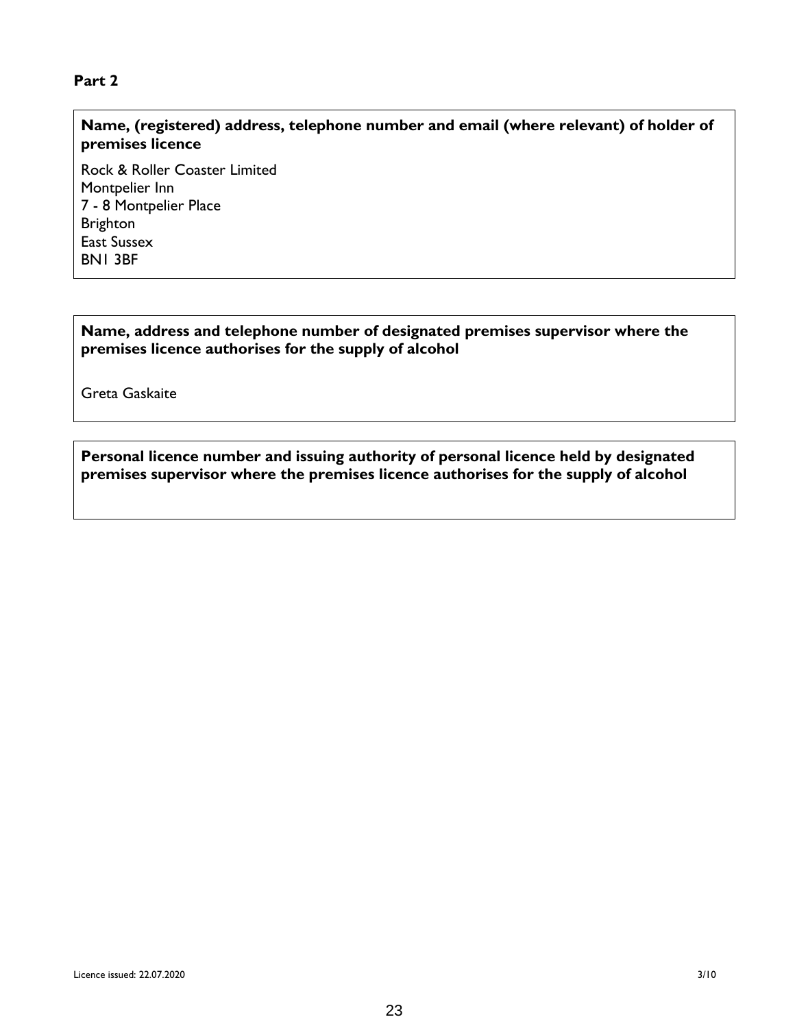**Part 2**

**Name, (registered) address, telephone number and email (where relevant) of holder of premises licence**

Rock & Roller Coaster Limited
Montpelier Inn
7 - 8 Montpelier Place
Brighton
East Sussex
BN1 3BF

**Name, address and telephone number of designated premises supervisor where the premises licence authorises for the supply of alcohol**

Greta Gaskaite

**Personal licence number and issuing authority of personal licence held by designated premises supervisor where the premises licence authorises for the supply of alcohol**

Licence issued: 22.07.2020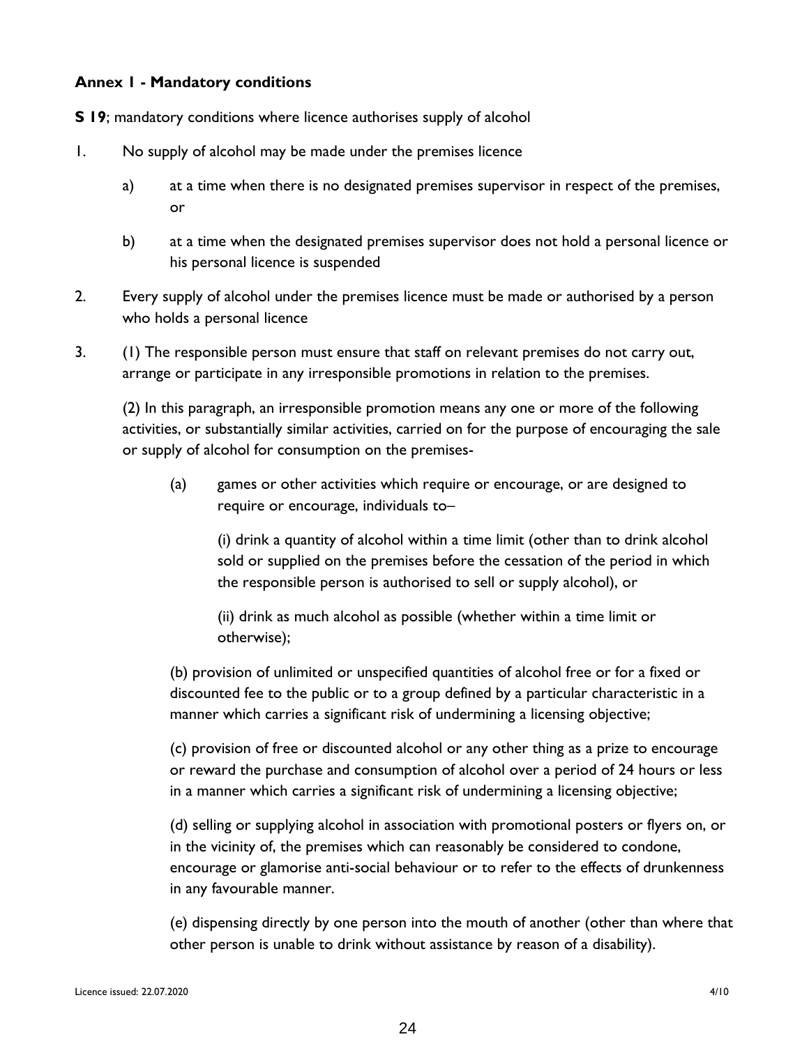**Annex 1 - Mandatory conditions**

**S 19**; mandatory conditions where licence authorises supply of alcohol

1. No supply of alcohol may be made under the premises licence

   a) at a time when there is no designated premises supervisor in respect of the premises, or

   b) at a time when the designated premises supervisor does not hold a personal licence or his personal licence is suspended

2. Every supply of alcohol under the premises licence must be made or authorised by a person who holds a personal licence

3. (1) The responsible person must ensure that staff on relevant premises do not carry out, arrange or participate in any irresponsible promotions in relation to the premises.

   (2) In this paragraph, an irresponsible promotion means any one or more of the following activities, or substantially similar activities, carried on for the purpose of encouraging the sale or supply of alcohol for consumption on the premises-

   (a) games or other activities which require or encourage, or are designed to require or encourage, individuals to–

   (i) drink a quantity of alcohol within a time limit (other than to drink alcohol sold or supplied on the premises before the cessation of the period in which the responsible person is authorised to sell or supply alcohol), or

   (ii) drink as much alcohol as possible (whether within a time limit or otherwise);

   (b) provision of unlimited or unspecified quantities of alcohol free or for a fixed or discounted fee to the public or to a group defined by a particular characteristic in a manner which carries a significant risk of undermining a licensing objective;

   (c) provision of free or discounted alcohol or any other thing as a prize to encourage or reward the purchase and consumption of alcohol over a period of 24 hours or less in a manner which carries a significant risk of undermining a licensing objective;

   (d) selling or supplying alcohol in association with promotional posters or flyers on, or in the vicinity of, the premises which can reasonably be considered to condone, encourage or glamorise anti-social behaviour or to refer to the effects of drunkenness in any favourable manner.

   (e) dispensing directly by one person into the mouth of another (other than where that other person is unable to drink without assistance by reason of a disability).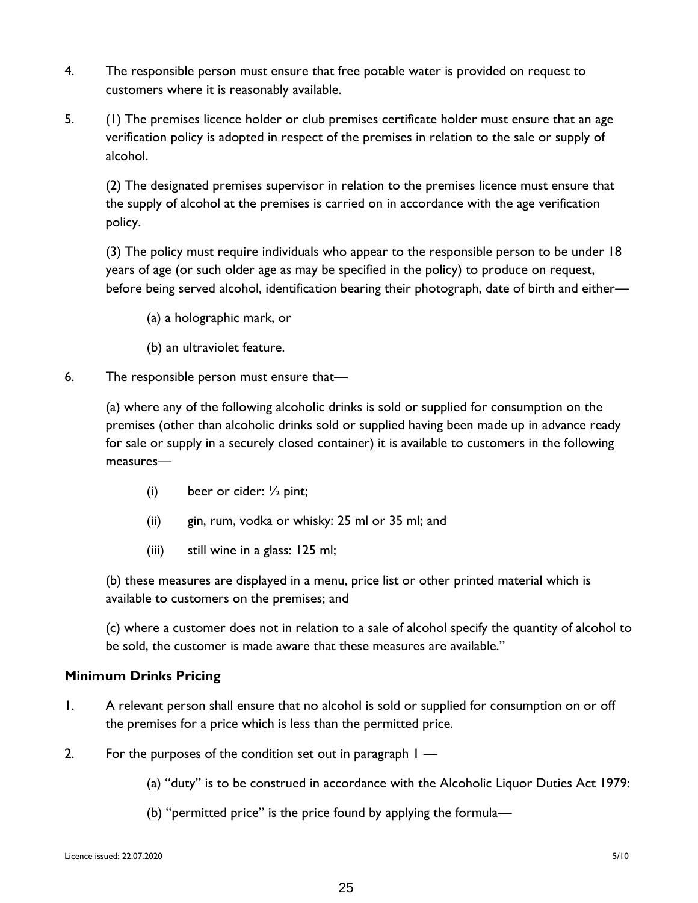4. The responsible person must ensure that free potable water is provided on request to customers where it is reasonably available.

5. (1) The premises licence holder or club premises certificate holder must ensure that an age verification policy is adopted in respect of the premises in relation to the sale or supply of alcohol.

   (2) The designated premises supervisor in relation to the premises licence must ensure that the supply of alcohol at the premises is carried on in accordance with the age verification policy.

   (3) The policy must require individuals who appear to the responsible person to be under 18 years of age (or such older age as may be specified in the policy) to produce on request, before being served alcohol, identification bearing their photograph, date of birth and either—

   (a) a holographic mark, or

   (b) an ultraviolet feature.

6. The responsible person must ensure that—

   (a) where any of the following alcoholic drinks is sold or supplied for consumption on the premises (other than alcoholic drinks sold or supplied having been made up in advance ready for sale or supply in a securely closed container) it is available to customers in the following measures—

   (i) beer or cider: ½ pint;

   (ii) gin, rum, vodka or whisky: 25 ml or 35 ml; and

   (iii) still wine in a glass: 125 ml;

   (b) these measures are displayed in a menu, price list or other printed material which is available to customers on the premises; and

   (c) where a customer does not in relation to a sale of alcohol specify the quantity of alcohol to be sold, the customer is made aware that these measures are available."

**Minimum Drinks Pricing**

1. A relevant person shall ensure that no alcohol is sold or supplied for consumption on or off the premises for a price which is less than the permitted price.

2. For the purposes of the condition set out in paragraph 1 —

   (a) "duty" is to be construed in accordance with the Alcoholic Liquor Duties Act 1979:

   (b) "permitted price" is the price found by applying the formula—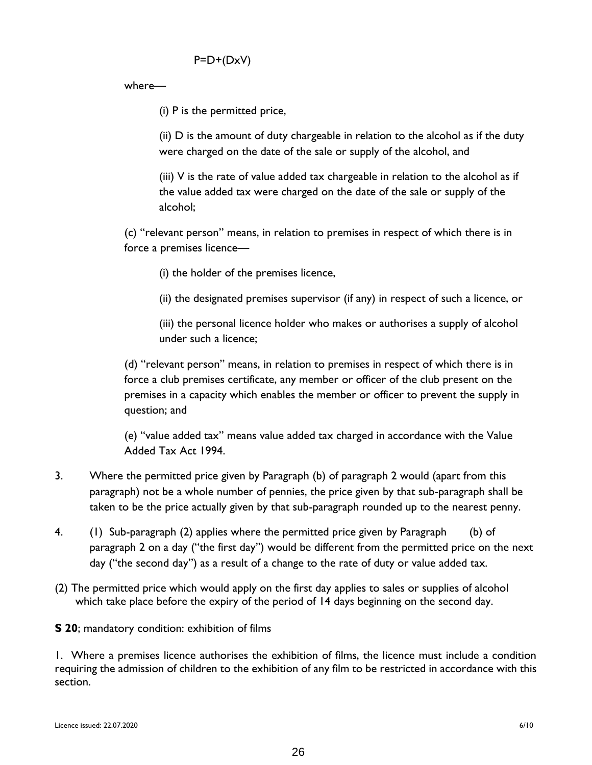$$P=D+(D \times V)$$

where—

(i) P is the permitted price,

(ii) D is the amount of duty chargeable in relation to the alcohol as if the duty were charged on the date of the sale or supply of the alcohol, and

(iii) V is the rate of value added tax chargeable in relation to the alcohol as if the value added tax were charged on the date of the sale or supply of the alcohol;

(c) "relevant person" means, in relation to premises in respect of which there is in force a premises licence—

(i) the holder of the premises licence,

(ii) the designated premises supervisor (if any) in respect of such a licence, or

(iii) the personal licence holder who makes or authorises a supply of alcohol under such a licence;

(d) "relevant person" means, in relation to premises in respect of which there is in force a club premises certificate, any member or officer of the club present on the premises in a capacity which enables the member or officer to prevent the supply in question; and

(e) "value added tax" means value added tax charged in accordance with the Value Added Tax Act 1994.

3. Where the permitted price given by Paragraph (b) of paragraph 2 would (apart from this paragraph) not be a whole number of pennies, the price given by that sub-paragraph shall be taken to be the price actually given by that sub-paragraph rounded up to the nearest penny.

4. (1) Sub-paragraph (2) applies where the permitted price given by Paragraph (b) of paragraph 2 on a day ("the first day") would be different from the permitted price on the next day ("the second day") as a result of a change to the rate of duty or value added tax.

(2) The permitted price which would apply on the first day applies to sales or supplies of alcohol which take place before the expiry of the period of 14 days beginning on the second day.

**S 20**; mandatory condition: exhibition of films

1. Where a premises licence authorises the exhibition of films, the licence must include a condition requiring the admission of children to the exhibition of any film to be restricted in accordance with this section.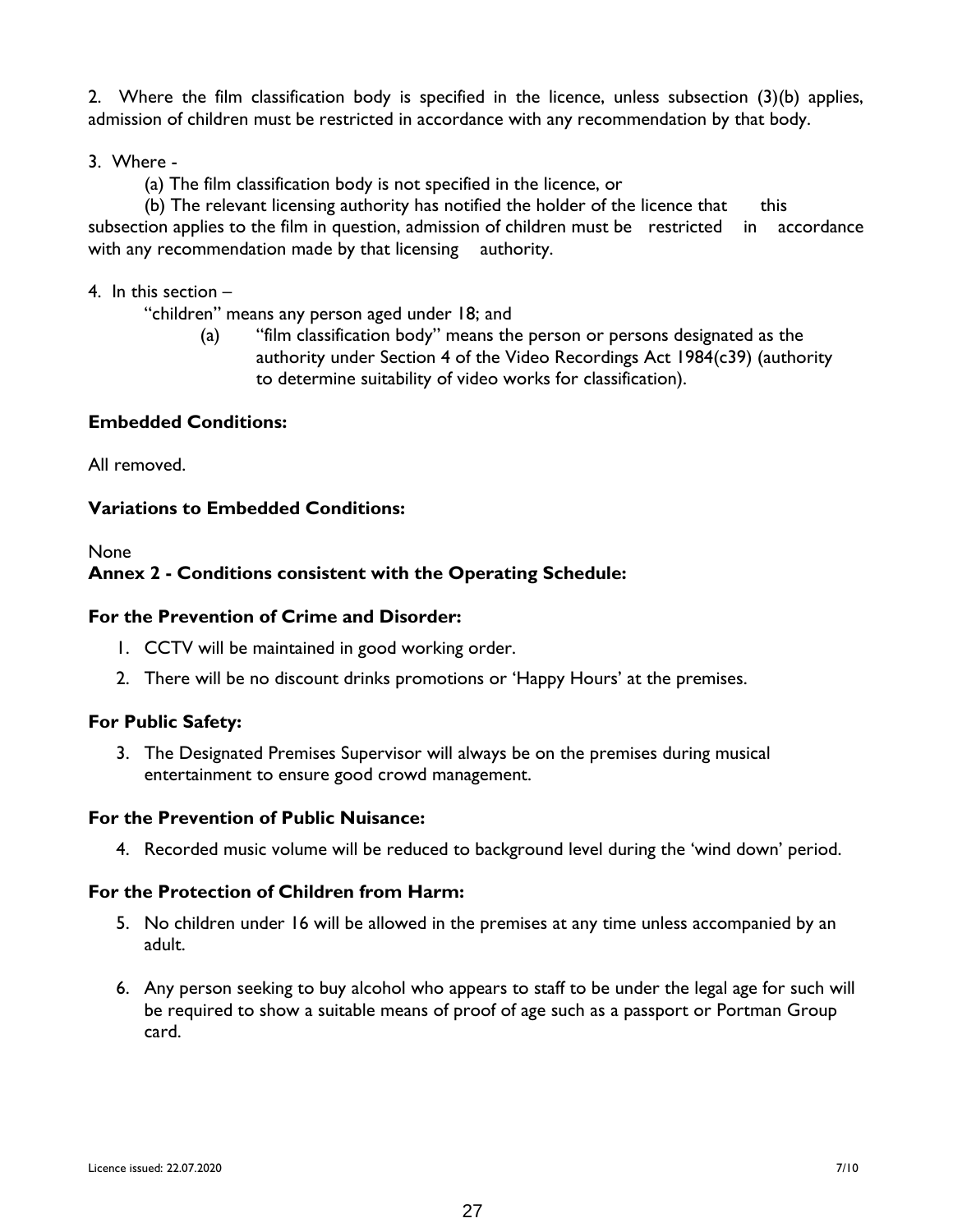2. Where the film classification body is specified in the licence, unless subsection (3)(b) applies, admission of children must be restricted in accordance with any recommendation by that body.

3. Where -

   (a) The film classification body is not specified in the licence, or

   (b) The relevant licensing authority has notified the holder of the licence that this subsection applies to the film in question, admission of children must be restricted in accordance with any recommendation made by that licensing authority.

4. In this section –

   "children" means any person aged under 18; and

   (a) "film classification body" means the person or persons designated as the authority under Section 4 of the Video Recordings Act 1984(c39) (authority to determine suitability of video works for classification).

**Embedded Conditions:**

All removed.

**Variations to Embedded Conditions:**

None

**Annex 2 - Conditions consistent with the Operating Schedule:**

**For the Prevention of Crime and Disorder:**

1. CCTV will be maintained in good working order.
2. There will be no discount drinks promotions or 'Happy Hours' at the premises.

**For Public Safety:**

3. The Designated Premises Supervisor will always be on the premises during musical entertainment to ensure good crowd management.

**For the Prevention of Public Nuisance:**

4. Recorded music volume will be reduced to background level during the 'wind down' period.

**For the Protection of Children from Harm:**

5. No children under 16 will be allowed in the premises at any time unless accompanied by an adult.

6. Any person seeking to buy alcohol who appears to staff to be under the legal age for such will be required to show a suitable means of proof of age such as a passport or Portman Group card.

Licence issued: 22.07.2020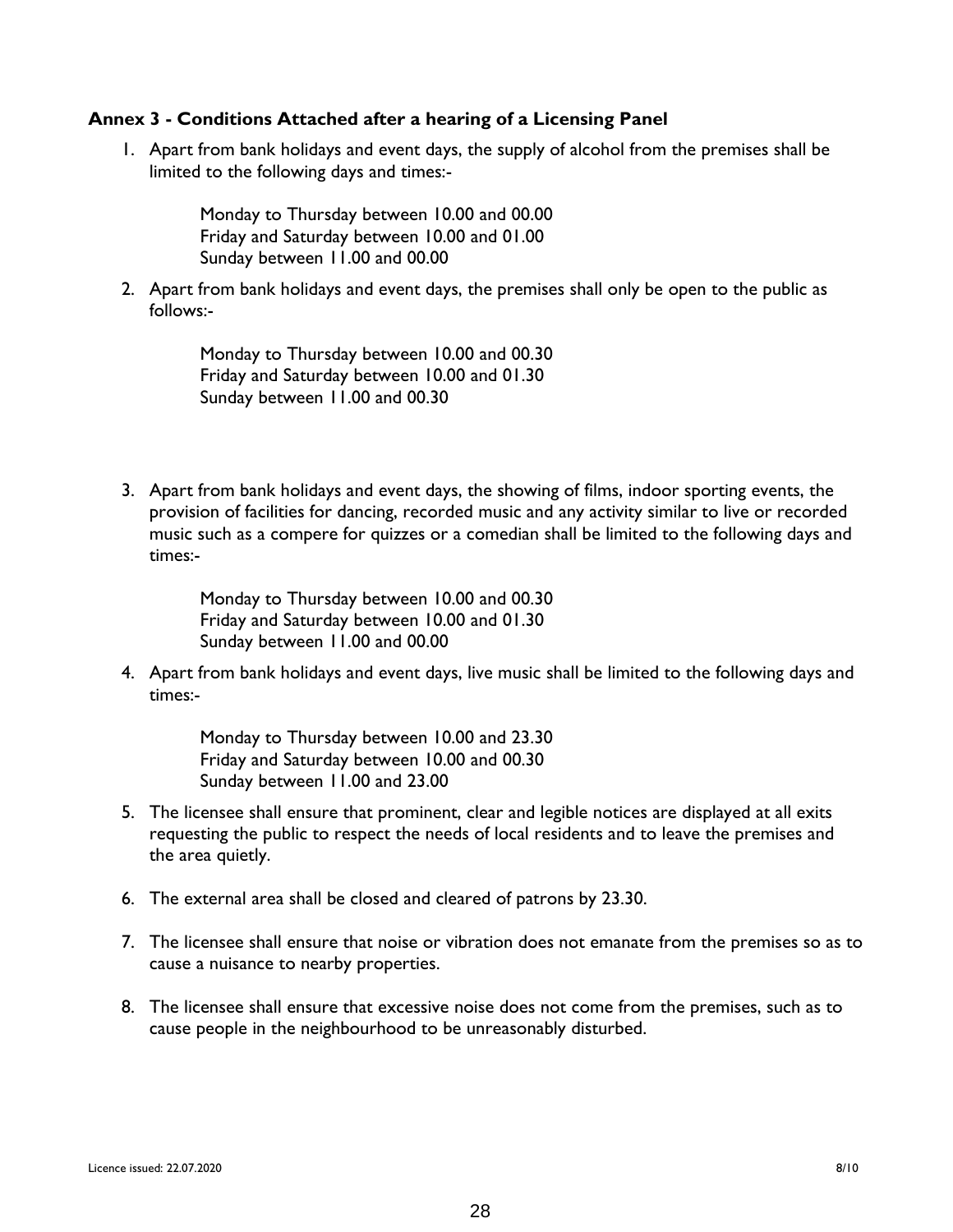### Annex 3 - Conditions Attached after a hearing of a Licensing Panel

1. Apart from bank holidays and event days, the supply of alcohol from the premises shall be limited to the following days and times:-

   Monday to Thursday between 10.00 and 00.00
   Friday and Saturday between 10.00 and 01.00
   Sunday between 11.00 and 00.00

2. Apart from bank holidays and event days, the premises shall only be open to the public as follows:-

   Monday to Thursday between 10.00 and 00.30
   Friday and Saturday between 10.00 and 01.30
   Sunday between 11.00 and 00.30

3. Apart from bank holidays and event days, the showing of films, indoor sporting events, the provision of facilities for dancing, recorded music and any activity similar to live or recorded music such as a compere for quizzes or a comedian shall be limited to the following days and times:-

   Monday to Thursday between 10.00 and 00.30
   Friday and Saturday between 10.00 and 01.30
   Sunday between 11.00 and 00.00

4. Apart from bank holidays and event days, live music shall be limited to the following days and times:-

   Monday to Thursday between 10.00 and 23.30
   Friday and Saturday between 10.00 and 00.30
   Sunday between 11.00 and 23.00

5. The licensee shall ensure that prominent, clear and legible notices are displayed at all exits requesting the public to respect the needs of local residents and to leave the premises and the area quietly.

6. The external area shall be closed and cleared of patrons by 23.30.

7. The licensee shall ensure that noise or vibration does not emanate from the premises so as to cause a nuisance to nearby properties.

8. The licensee shall ensure that excessive noise does not come from the premises, such as to cause people in the neighbourhood to be unreasonably disturbed.

Licence issued: 22.07.2020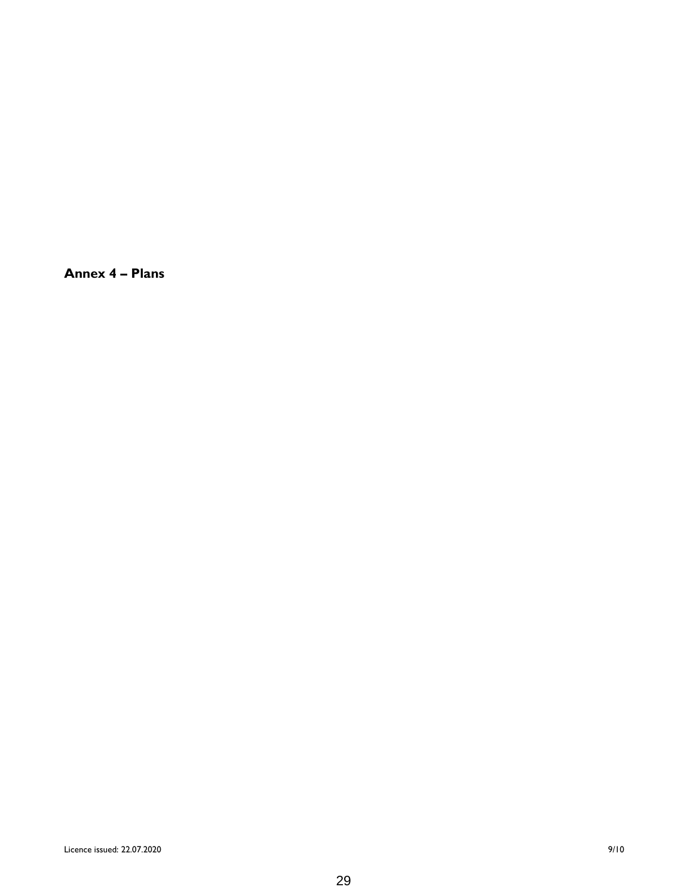**Annex 4 – Plans**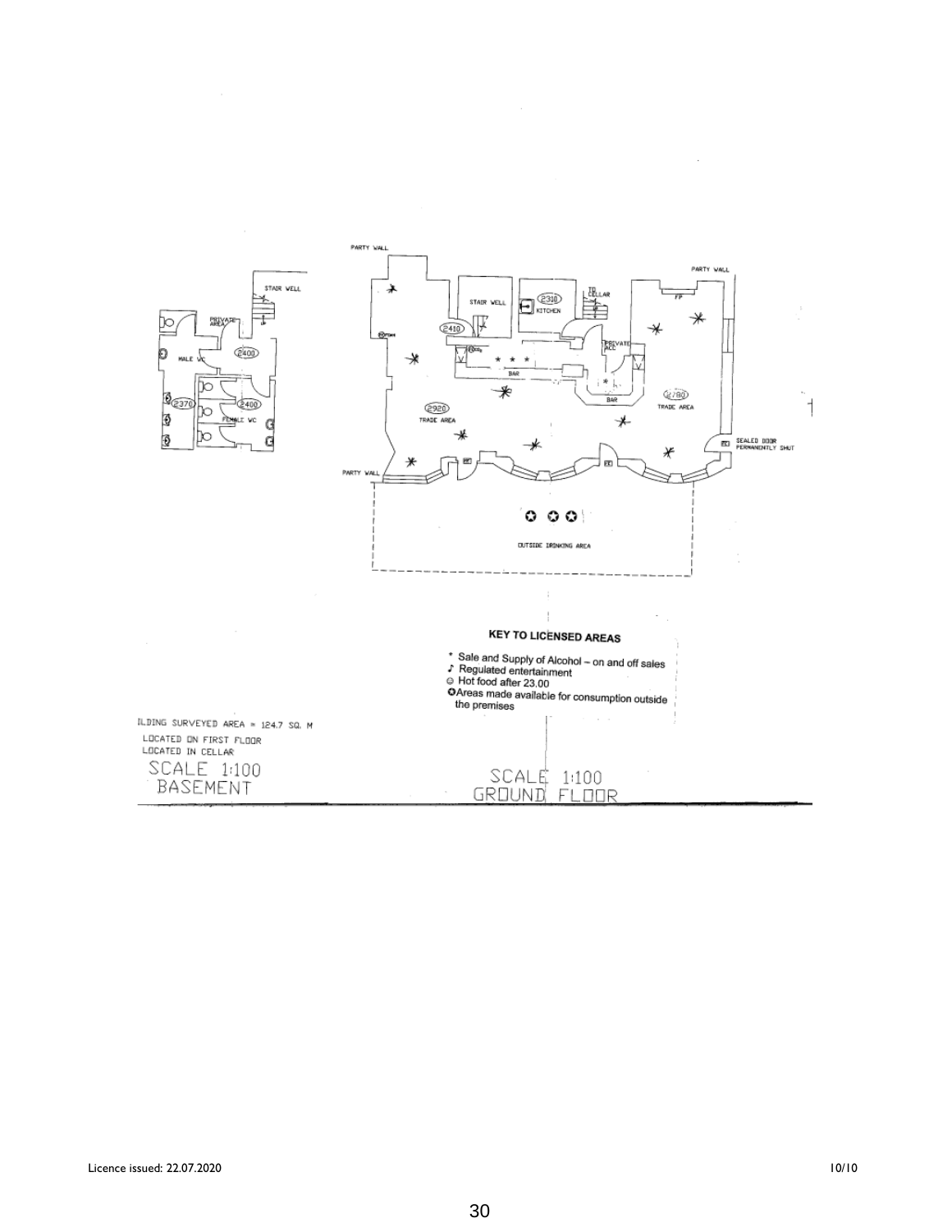PARTY WALL

STAIR WELL

PRIVATE AREA

MALE WC

2400

2370

2400

FEMALE WC

STAIR WELL

2410

2310

KITCHEN

TO CELLAR

PRIVATE ACC

PARTY WALL

FP

BAR

BAR

2780

TRADE AREA

2920

TRADE AREA

SEALED DOOR PERMANENTLY SHUT

PARTY WALL

OUTSIDE DRINKING AREA

### KEY TO LICENSED AREAS

- \* Sale and Supply of Alcohol – on and off sales
- ♪ Regulated entertainment
- ☺ Hot food after 23.00
- ✪ Areas made available for consumption outside the premises

ILDING SURVEYED AREA = 124.7 SQ. M

LOCATED ON FIRST FLOOR

LOCATED IN CELLAR

SCALE 1:100

BASEMENT

SCALE 1:100

GROUND FLOOR

Licence issued: 22.07.2020